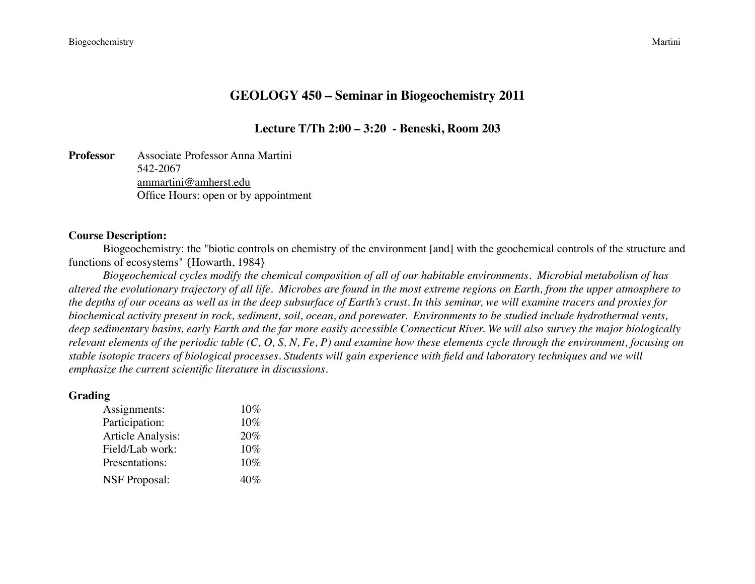# GEOLOGY 450 – Seminar in Biogeochemistry 2011

## Lecture T/Th 2:00 – 3:20 - Beneski, Room 203

**Professor** Associate Professor Anna Martini
542-2067
ammartini@amherst.edu
Office Hours: open or by appointment

**Course Description:**

Biogeochemistry: the "biotic controls on chemistry of the environment [and] with the geochemical controls of the structure and functions of ecosystems" {Howarth, 1984}

*Biogeochemical cycles modify the chemical composition of all of our habitable environments. Microbial metabolism of has altered the evolutionary trajectory of all life. Microbes are found in the most extreme regions on Earth, from the upper atmosphere to the depths of our oceans as well as in the deep subsurface of Earth's crust. In this seminar, we will examine tracers and proxies for biochemical activity present in rock, sediment, soil, ocean, and porewater. Environments to be studied include hydrothermal vents, deep sedimentary basins, early Earth and the far more easily accessible Connecticut River. We will also survey the major biologically relevant elements of the periodic table (C, O, S, N, Fe, P) and examine how these elements cycle through the environment, focusing on stable isotopic tracers of biological processes. Students will gain experience with field and laboratory techniques and we will emphasize the current scientific literature in discussions.*

**Grading**

| | |
|---|---|
| Assignments: | 10% |
| Participation: | 10% |
| Article Analysis: | 20% |
| Field/Lab work: | 10% |
| Presentations: | 10% |
| NSF Proposal: | 40% |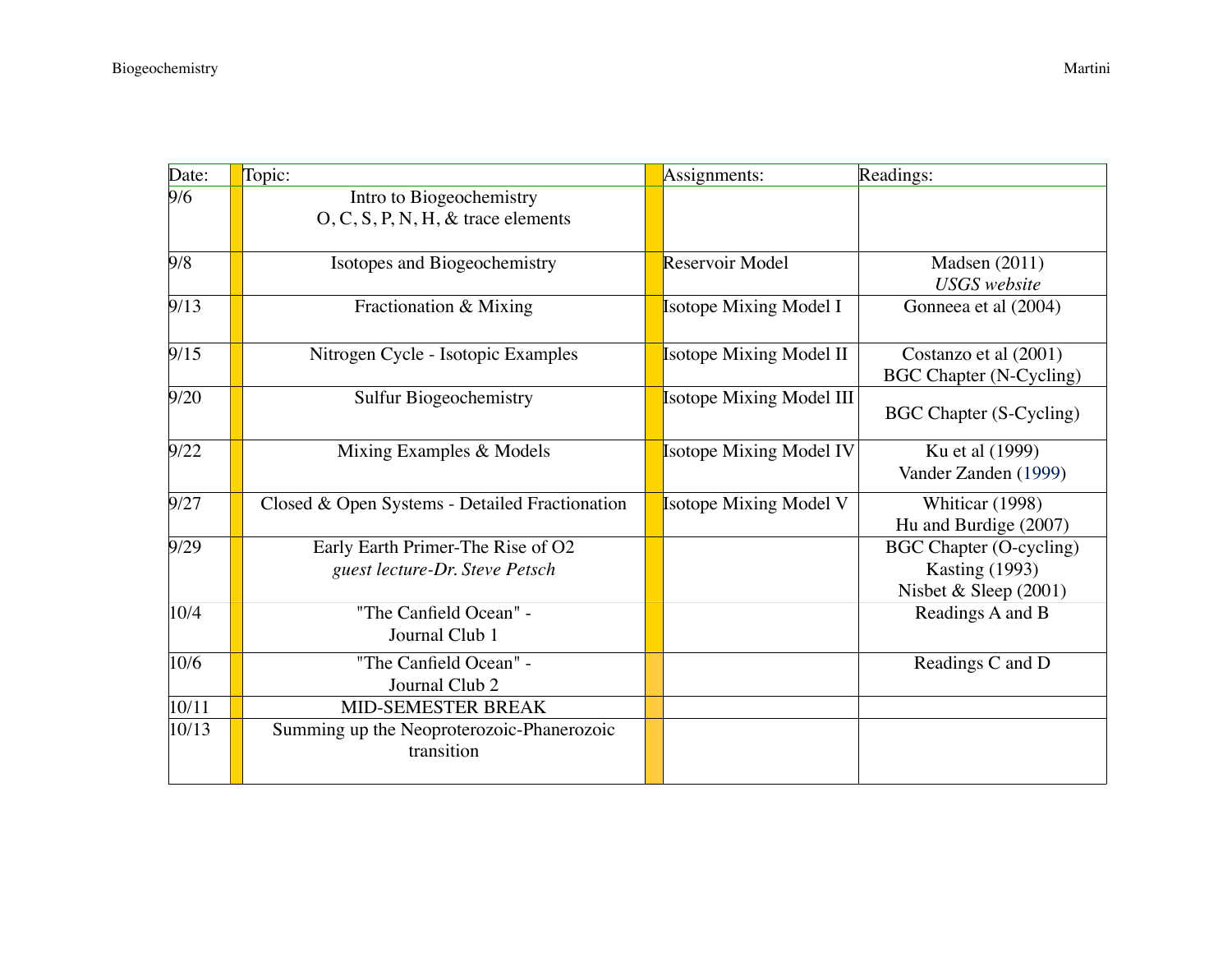| Date: | Topic: | Assignments: | Readings: |
| --- | --- | --- | --- |
| 9/6 | Intro to Biogeochemistry<br>O, C, S, P, N, H, & trace elements | | |
| 9/8 | Isotopes and Biogeochemistry | Reservoir Model | Madsen (2011)<br>*USGS website* |
| 9/13 | Fractionation & Mixing | Isotope Mixing Model I | Gonneea et al (2004) |
| 9/15 | Nitrogen Cycle - Isotopic Examples | Isotope Mixing Model II | Costanzo et al (2001)<br>BGC Chapter (N-Cycling) |
| 9/20 | Sulfur Biogeochemistry | Isotope Mixing Model III | BGC Chapter (S-Cycling) |
| 9/22 | Mixing Examples & Models | Isotope Mixing Model IV | Ku et al (1999)<br>Vander Zanden (1999) |
| 9/27 | Closed & Open Systems - Detailed Fractionation | Isotope Mixing Model V | Whiticar (1998)<br>Hu and Burdige (2007) |
| 9/29 | Early Earth Primer-The Rise of O2<br>*guest lecture-Dr. Steve Petsch* | | BGC Chapter (O-cycling)<br>Kasting (1993)<br>Nisbet & Sleep (2001) |
| 10/4 | "The Canfield Ocean" -<br>Journal Club 1 | | Readings A and B |
| 10/6 | "The Canfield Ocean" -<br>Journal Club 2 | | Readings C and D |
| 10/11 | MID-SEMESTER BREAK | | |
| 10/13 | Summing up the Neoproterozoic-Phanerozoic transition | | |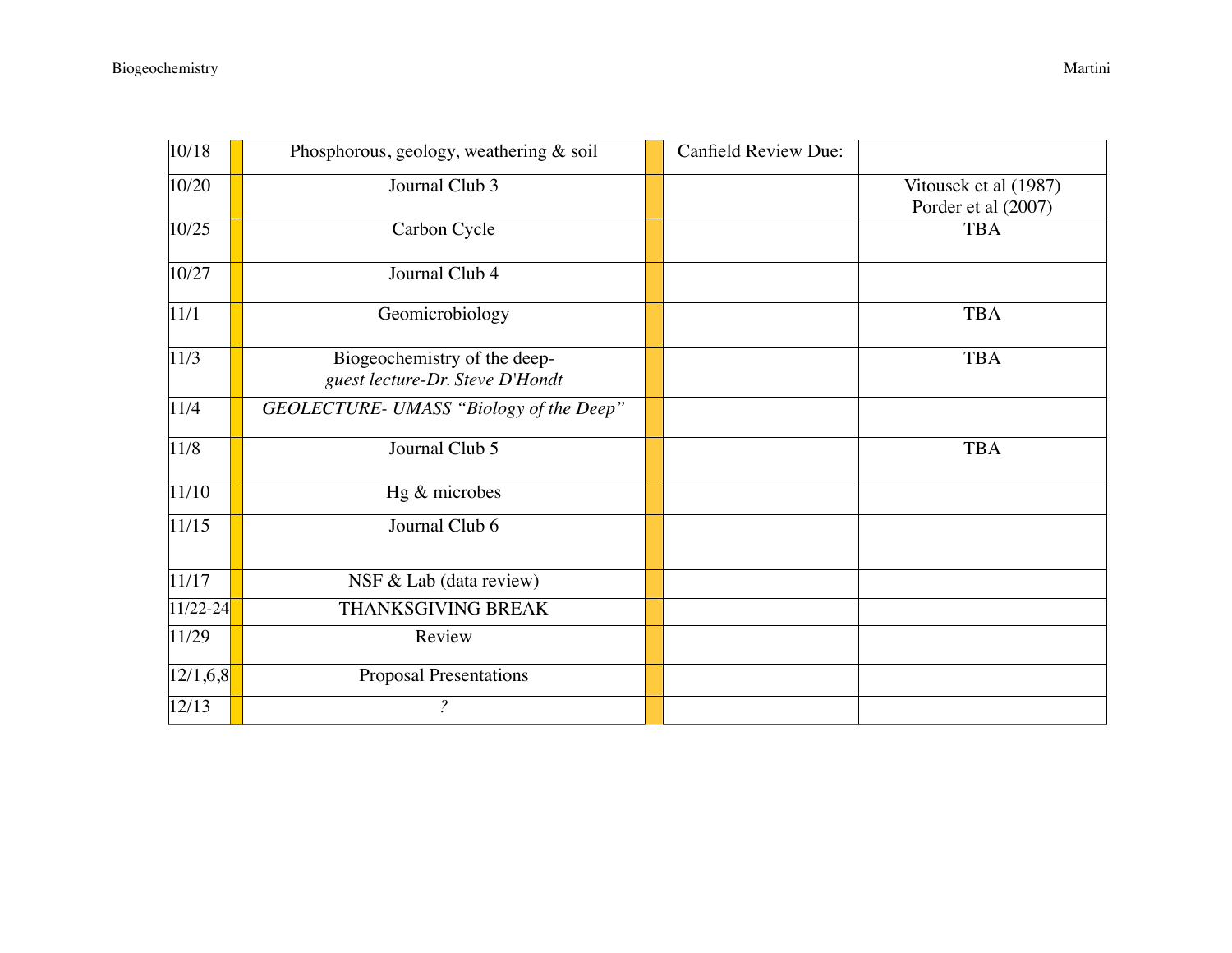| | | | | | |
|---|---|---|---|---|---|
| 10/18 | | Phosphorous, geology, weathering & soil | | Canfield Review Due: | |
| 10/20 | | Journal Club 3 | | | Vitousek et al (1987)<br>Porder et al (2007) |
| 10/25 | | Carbon Cycle | | | TBA |
| 10/27 | | Journal Club 4 | | | |
| 11/1 | | Geomicrobiology | | | TBA |
| 11/3 | | Biogeochemistry of the deep-<br>*guest lecture-Dr. Steve D'Hondt* | | | TBA |
| 11/4 | | *GEOLECTURE- UMASS "Biology of the Deep"* | | | |
| 11/8 | | Journal Club 5 | | | TBA |
| 11/10 | | Hg & microbes | | | |
| 11/15 | | Journal Club 6 | | | |
| 11/17 | | NSF & Lab (data review) | | | |
| 11/22-24 | | THANKSGIVING BREAK | | | |
| 11/29 | | Review | | | |
| 12/1,6,8 | | Proposal Presentations | | | |
| 12/13 | | *?* | | | |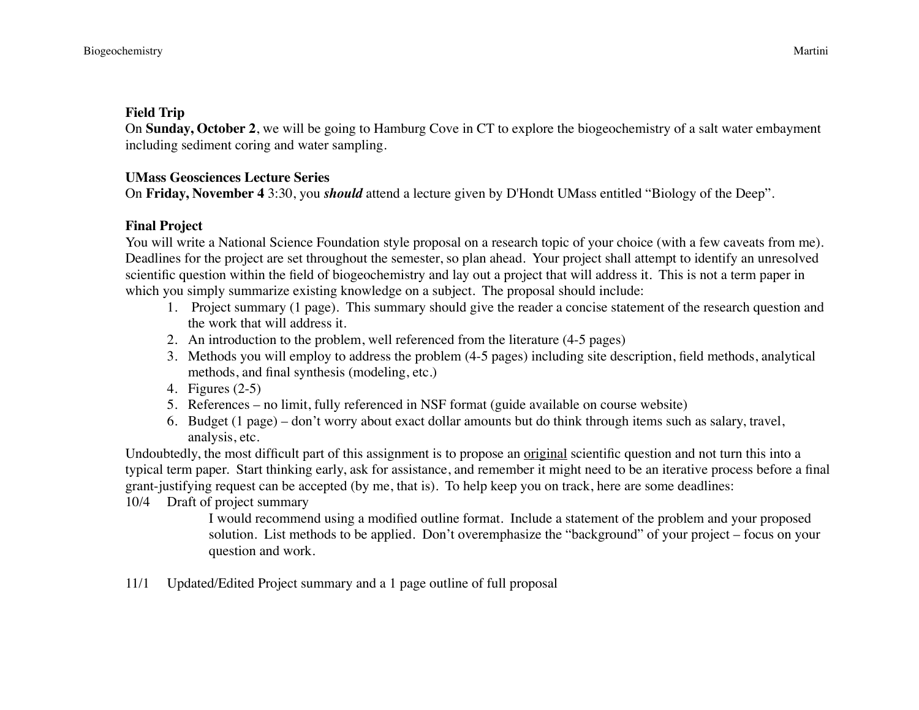**Field Trip**

On **Sunday, October 2**, we will be going to Hamburg Cove in CT to explore the biogeochemistry of a salt water embayment including sediment coring and water sampling.

**UMass Geosciences Lecture Series**

On **Friday, November 4** 3:30, you ***should*** attend a lecture given by D'Hondt UMass entitled "Biology of the Deep".

**Final Project**

You will write a National Science Foundation style proposal on a research topic of your choice (with a few caveats from me). Deadlines for the project are set throughout the semester, so plan ahead. Your project shall attempt to identify an unresolved scientific question within the field of biogeochemistry and lay out a project that will address it. This is not a term paper in which you simply summarize existing knowledge on a subject. The proposal should include:

1. Project summary (1 page). This summary should give the reader a concise statement of the research question and the work that will address it.
2. An introduction to the problem, well referenced from the literature (4-5 pages)
3. Methods you will employ to address the problem (4-5 pages) including site description, field methods, analytical methods, and final synthesis (modeling, etc.)
4. Figures (2-5)
5. References – no limit, fully referenced in NSF format (guide available on course website)
6. Budget (1 page) – don't worry about exact dollar amounts but do think through items such as salary, travel, analysis, etc.

Undoubtedly, the most difficult part of this assignment is to propose an <u>original</u> scientific question and not turn this into a typical term paper. Start thinking early, ask for assistance, and remember it might need to be an iterative process before a final grant-justifying request can be accepted (by me, that is). To help keep you on track, here are some deadlines:

10/4 Draft of project summary

> I would recommend using a modified outline format. Include a statement of the problem and your proposed solution. List methods to be applied. Don't overemphasize the "background" of your project – focus on your question and work.

11/1 Updated/Edited Project summary and a 1 page outline of full proposal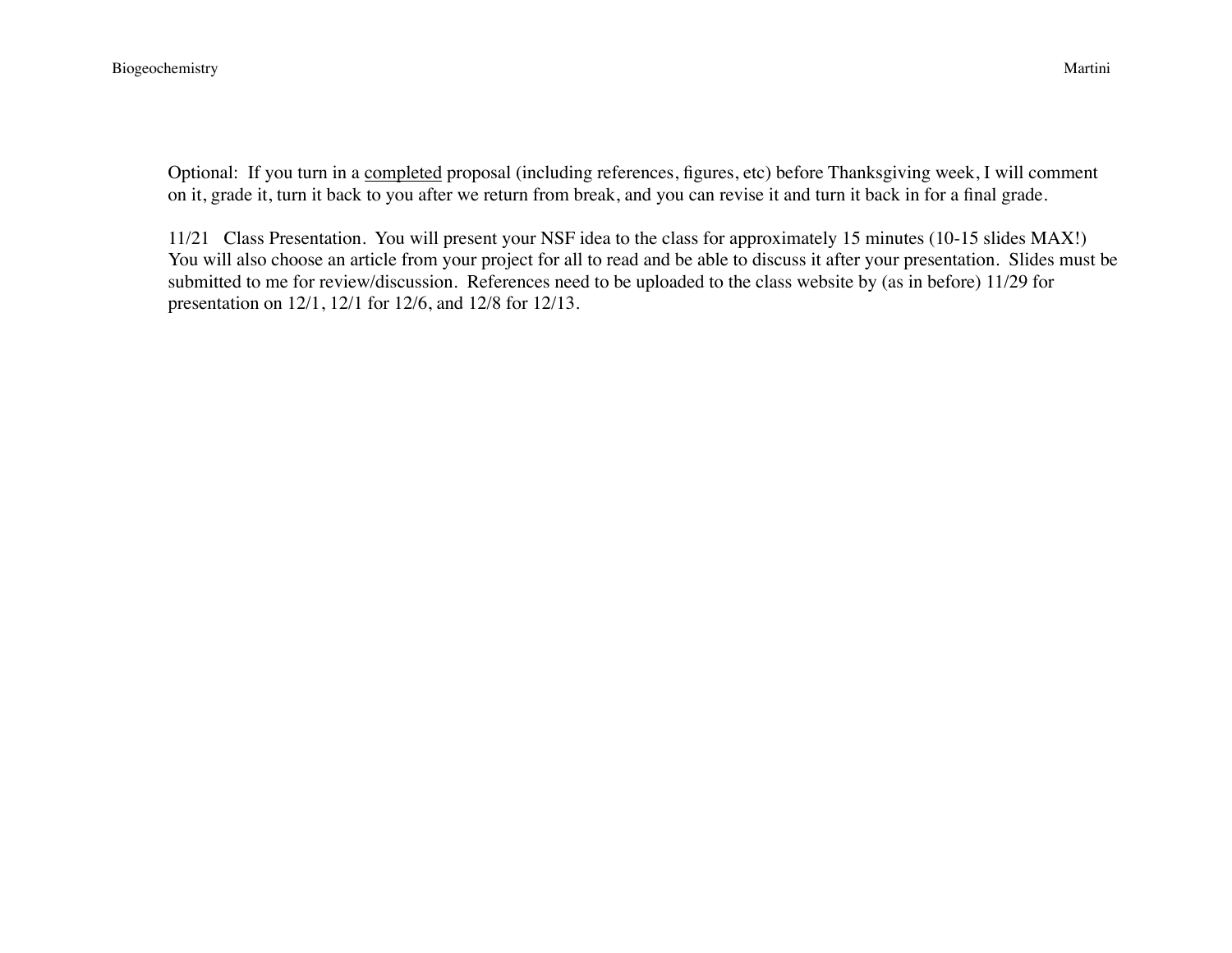Optional: If you turn in a <u>completed</u> proposal (including references, figures, etc) before Thanksgiving week, I will comment on it, grade it, turn it back to you after we return from break, and you can revise it and turn it back in for a final grade.

11/21 Class Presentation. You will present your NSF idea to the class for approximately 15 minutes (10-15 slides MAX!) You will also choose an article from your project for all to read and be able to discuss it after your presentation. Slides must be submitted to me for review/discussion. References need to be uploaded to the class website by (as in before) 11/29 for presentation on 12/1, 12/1 for 12/6, and 12/8 for 12/13.